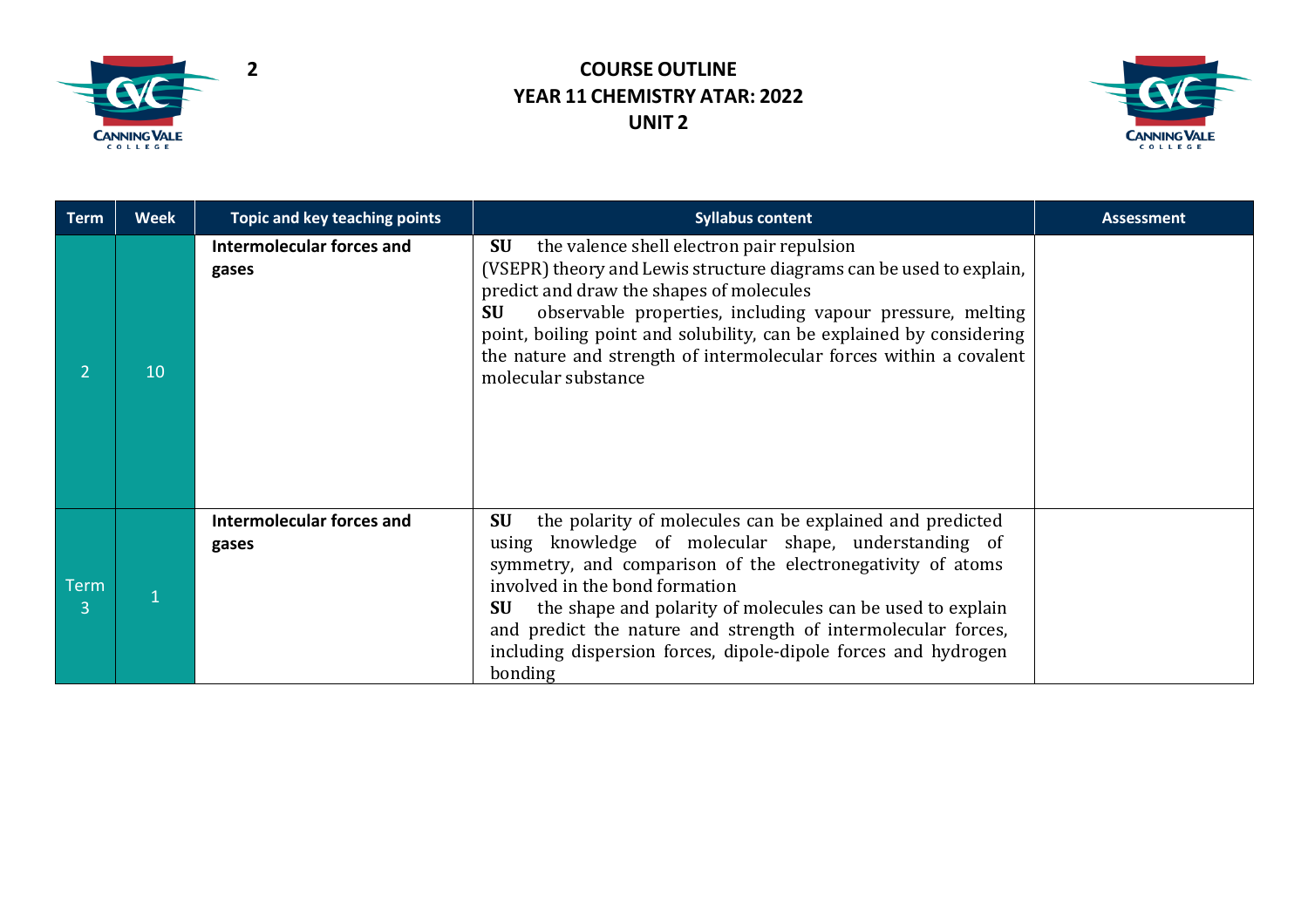# COURSE OUTLINE
# YEAR 11 CHEMISTRY ATAR: 2022
# UNIT 2

| Term | Week | Topic and key teaching points | Syllabus content | Assessment |
|---|---|---|---|---|
| 2 | 10 | **Intermolecular forces and gases** | **SU** the valence shell electron pair repulsion (VSEPR) theory and Lewis structure diagrams can be used to explain, predict and draw the shapes of molecules<br>**SU** observable properties, including vapour pressure, melting point, boiling point and solubility, can be explained by considering the nature and strength of intermolecular forces within a covalent molecular substance | |
| Term 3 | 1 | **Intermolecular forces and gases** | **SU** the polarity of molecules can be explained and predicted using knowledge of molecular shape, understanding of symmetry, and comparison of the electronegativity of atoms involved in the bond formation<br>**SU** the shape and polarity of molecules can be used to explain and predict the nature and strength of intermolecular forces, including dispersion forces, dipole-dipole forces and hydrogen bonding | |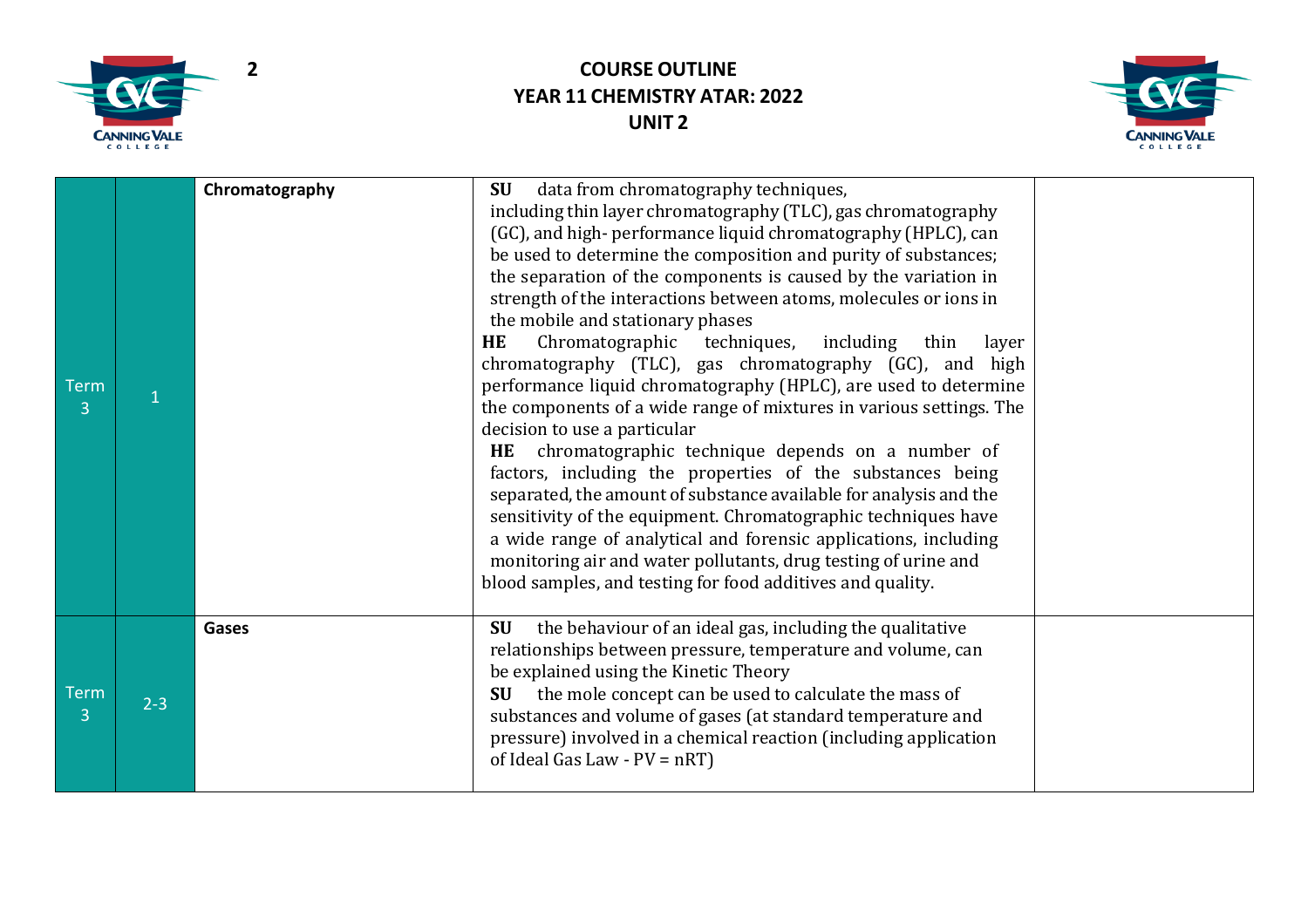## COURSE OUTLINE
## YEAR 11 CHEMISTRY ATAR: 2022
## UNIT 2

| | | | | |
|---|---|---|---|---|
| Term 3 | 1 | **Chromatography** | **SU** data from chromatography techniques, including thin layer chromatography (TLC), gas chromatography (GC), and high- performance liquid chromatography (HPLC), can be used to determine the composition and purity of substances; the separation of the components is caused by the variation in strength of the interactions between atoms, molecules or ions in the mobile and stationary phases<br>**HE** Chromatographic techniques, including thin layer chromatography (TLC), gas chromatography (GC), and high performance liquid chromatography (HPLC), are used to determine the components of a wide range of mixtures in various settings. The decision to use a particular<br>**HE** chromatographic technique depends on a number of factors, including the properties of the substances being separated, the amount of substance available for analysis and the sensitivity of the equipment. Chromatographic techniques have a wide range of analytical and forensic applications, including monitoring air and water pollutants, drug testing of urine and blood samples, and testing for food additives and quality. | |
| Term 3 | 2-3 | **Gases** | **SU** the behaviour of an ideal gas, including the qualitative relationships between pressure, temperature and volume, can be explained using the Kinetic Theory<br>**SU** the mole concept can be used to calculate the mass of substances and volume of gases (at standard temperature and pressure) involved in a chemical reaction (including application of Ideal Gas Law - $PV = nRT$) | |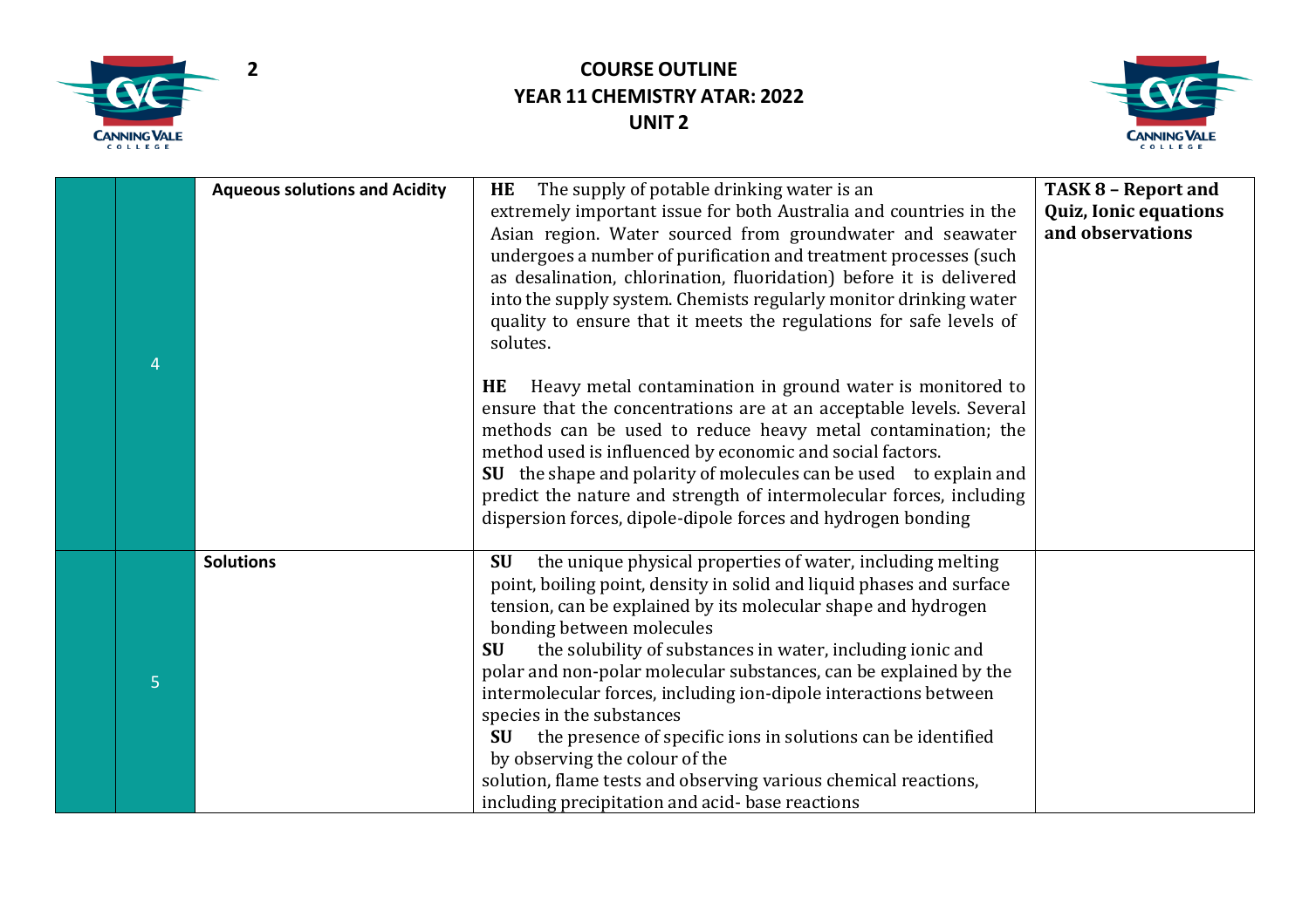| | | | | |
|---|---|---|---|---|
| | 4 | **Aqueous solutions and Acidity** | **HE** The supply of potable drinking water is an extremely important issue for both Australia and countries in the Asian region. Water sourced from groundwater and seawater undergoes a number of purification and treatment processes (such as desalination, chlorination, fluoridation) before it is delivered into the supply system. Chemists regularly monitor drinking water quality to ensure that it meets the regulations for safe levels of solutes.<br><br>**HE** Heavy metal contamination in ground water is monitored to ensure that the concentrations are at an acceptable levels. Several methods can be used to reduce heavy metal contamination; the method used is influenced by economic and social factors.<br>**SU** the shape and polarity of molecules can be used to explain and predict the nature and strength of intermolecular forces, including dispersion forces, dipole-dipole forces and hydrogen bonding | **TASK 8 – Report and Quiz, Ionic equations and observations** |
| | 5 | **Solutions** | **SU** the unique physical properties of water, including melting point, boiling point, density in solid and liquid phases and surface tension, can be explained by its molecular shape and hydrogen bonding between molecules<br>**SU** the solubility of substances in water, including ionic and polar and non-polar molecular substances, can be explained by the intermolecular forces, including ion-dipole interactions between species in the substances<br>**SU** the presence of specific ions in solutions can be identified by observing the colour of the solution, flame tests and observing various chemical reactions, including precipitation and acid- base reactions | |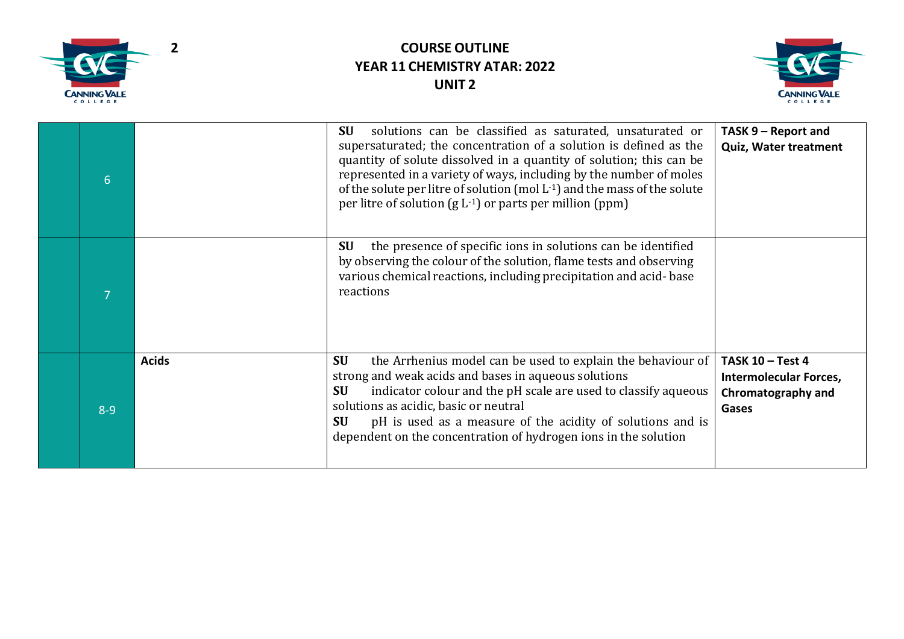# COURSE OUTLINE
## YEAR 11 CHEMISTRY ATAR: 2022
## UNIT 2

| | | | | |
|---|---|---|---|---|
| | 6 | | **SU** solutions can be classified as saturated, unsaturated or supersaturated; the concentration of a solution is defined as the quantity of solute dissolved in a quantity of solution; this can be represented in a variety of ways, including by the number of moles of the solute per litre of solution (mol $L^{-1}$) and the mass of the solute per litre of solution (g $L^{-1}$) or parts per million (ppm) | **TASK 9 – Report and Quiz, Water treatment** |
| | 7 | | **SU** the presence of specific ions in solutions can be identified by observing the colour of the solution, flame tests and observing various chemical reactions, including precipitation and acid- base reactions | |
| | 8-9 | **Acids** | **SU** the Arrhenius model can be used to explain the behaviour of strong and weak acids and bases in aqueous solutions<br>**SU** indicator colour and the pH scale are used to classify aqueous solutions as acidic, basic or neutral<br>**SU** pH is used as a measure of the acidity of solutions and is dependent on the concentration of hydrogen ions in the solution | **TASK 10 – Test 4 Intermolecular Forces, Chromatography and Gases** |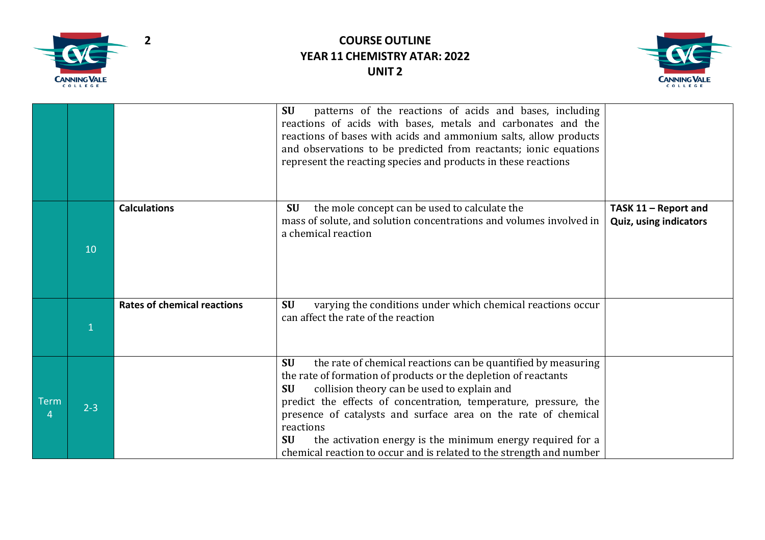| | | | | |
|---|---|---|---|---|
| | | | **SU** patterns of the reactions of acids and bases, including reactions of acids with bases, metals and carbonates and the reactions of bases with acids and ammonium salts, allow products and observations to be predicted from reactants; ionic equations represent the reacting species and products in these reactions | |
| | 10 | **Calculations** | **SU** the mole concept can be used to calculate the mass of solute, and solution concentrations and volumes involved in a chemical reaction | **TASK 11 – Report and Quiz, using indicators** |
| | 1 | **Rates of chemical reactions** | **SU** varying the conditions under which chemical reactions occur can affect the rate of the reaction | |
| Term 4 | 2-3 | | **SU** the rate of chemical reactions can be quantified by measuring the rate of formation of products or the depletion of reactants<br>**SU** collision theory can be used to explain and predict the effects of concentration, temperature, pressure, the presence of catalysts and surface area on the rate of chemical reactions<br>**SU** the activation energy is the minimum energy required for a chemical reaction to occur and is related to the strength and number | |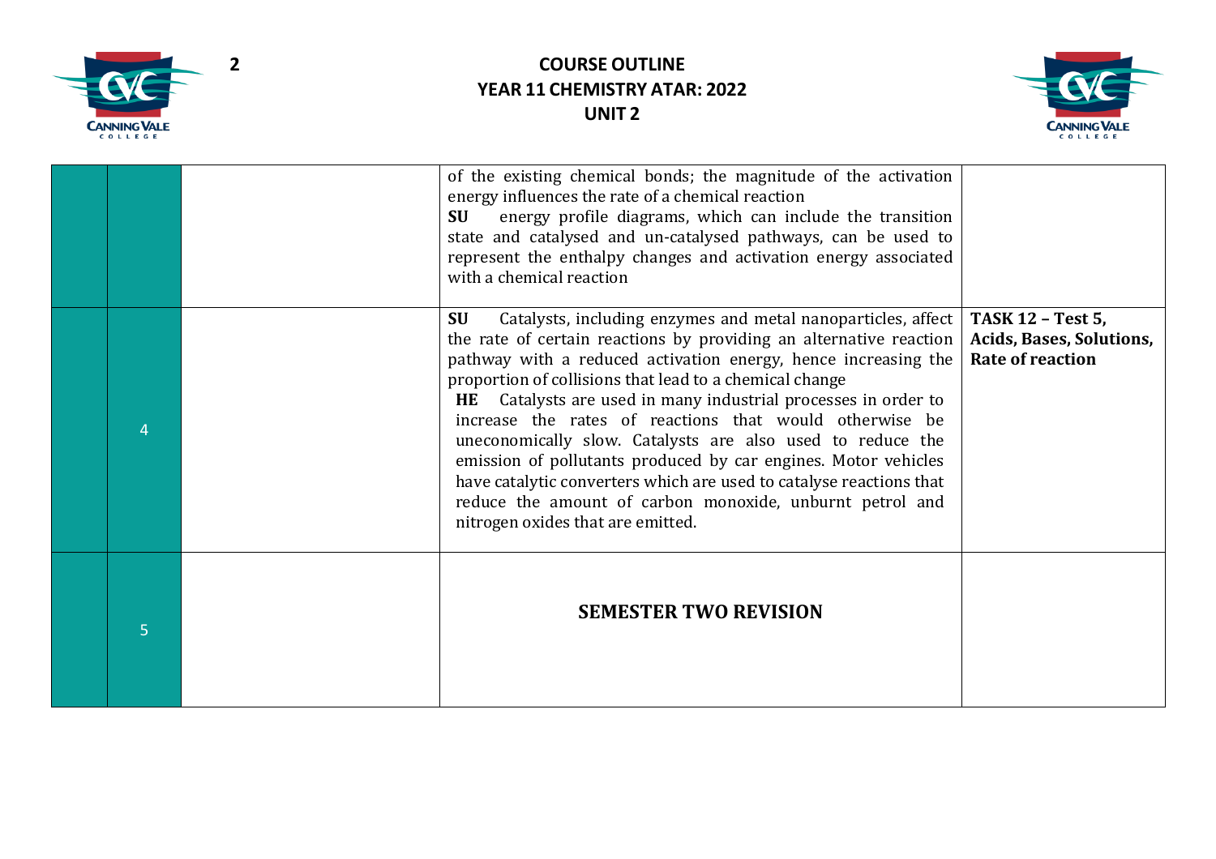| | | | | |
|---|---|---|---|---|
| | | | of the existing chemical bonds; the magnitude of the activation energy influences the rate of a chemical reaction<br>**SU** energy profile diagrams, which can include the transition state and catalysed and un-catalysed pathways, can be used to represent the enthalpy changes and activation energy associated with a chemical reaction | |
| | 4 | | **SU** Catalysts, including enzymes and metal nanoparticles, affect the rate of certain reactions by providing an alternative reaction pathway with a reduced activation energy, hence increasing the proportion of collisions that lead to a chemical change<br>**HE** Catalysts are used in many industrial processes in order to increase the rates of reactions that would otherwise be uneconomically slow. Catalysts are also used to reduce the emission of pollutants produced by car engines. Motor vehicles have catalytic converters which are used to catalyse reactions that reduce the amount of carbon monoxide, unburnt petrol and nitrogen oxides that are emitted. | **TASK 12 – Test 5, Acids, Bases, Solutions, Rate of reaction** |
| | 5 | | **SEMESTER TWO REVISION** | |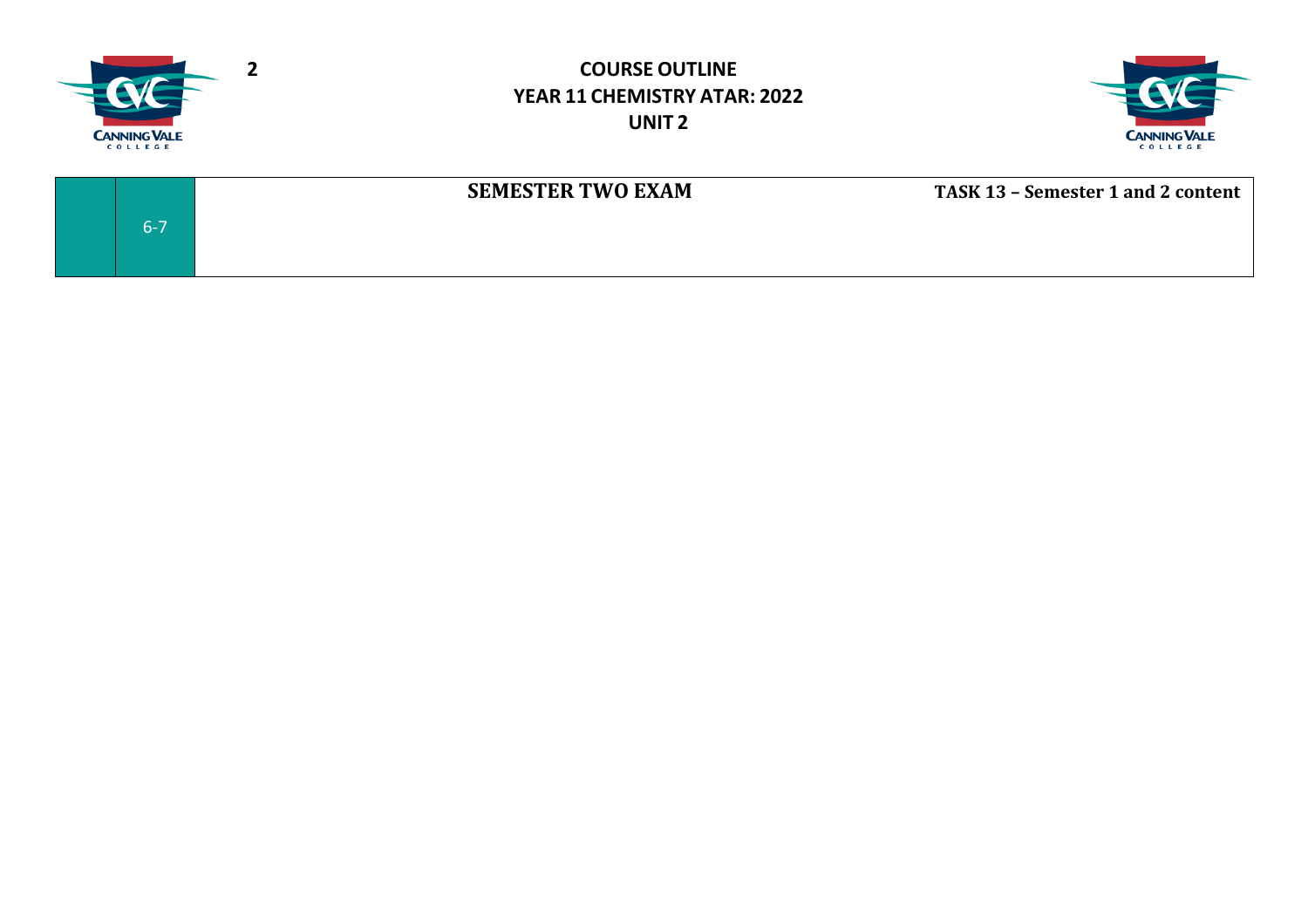| | | | |
|---|---|---|---|
| | 6-7 | **SEMESTER TWO EXAM** | **TASK 13 – Semester 1 and 2 content** |